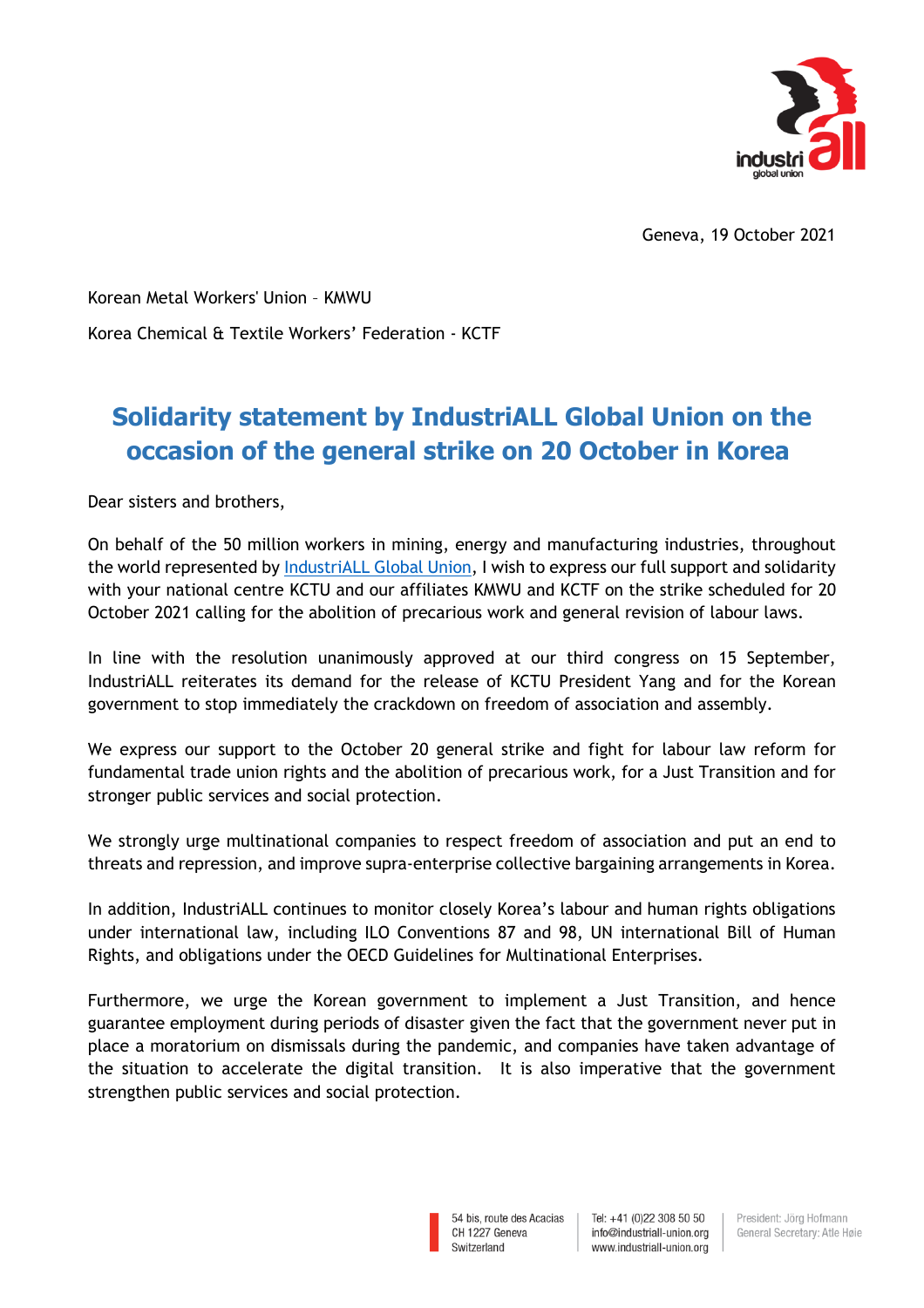Geneva, 19 October 2021

Korean Metal Workers' Union – KMWU

Korea Chemical & Textile Workers' Federation - KCTF

# Solidarity statement by IndustriALL Global Union on the occasion of the general strike on 20 October in Korea

Dear sisters and brothers,

On behalf of the 50 million workers in mining, energy and manufacturing industries, throughout the world represented by IndustriALL Global Union, I wish to express our full support and solidarity with your national centre KCTU and our affiliates KMWU and KCTF on the strike scheduled for 20 October 2021 calling for the abolition of precarious work and general revision of labour laws.

In line with the resolution unanimously approved at our third congress on 15 September, IndustriALL reiterates its demand for the release of KCTU President Yang and for the Korean government to stop immediately the crackdown on freedom of association and assembly.

We express our support to the October 20 general strike and fight for labour law reform for fundamental trade union rights and the abolition of precarious work, for a Just Transition and for stronger public services and social protection.

We strongly urge multinational companies to respect freedom of association and put an end to threats and repression, and improve supra-enterprise collective bargaining arrangements in Korea.

In addition, IndustriALL continues to monitor closely Korea's labour and human rights obligations under international law, including ILO Conventions 87 and 98, UN international Bill of Human Rights, and obligations under the OECD Guidelines for Multinational Enterprises.

Furthermore, we urge the Korean government to implement a Just Transition, and hence guarantee employment during periods of disaster given the fact that the government never put in place a moratorium on dismissals during the pandemic, and companies have taken advantage of the situation to accelerate the digital transition. It is also imperative that the government strengthen public services and social protection.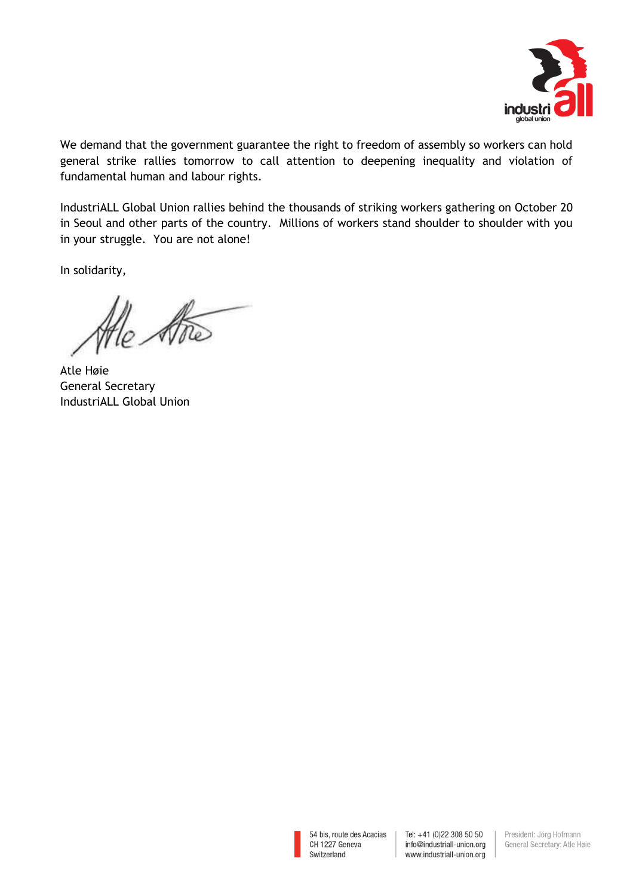We demand that the government guarantee the right to freedom of assembly so workers can hold general strike rallies tomorrow to call attention to deepening inequality and violation of fundamental human and labour rights.

IndustriALL Global Union rallies behind the thousands of striking workers gathering on October 20 in Seoul and other parts of the country. Millions of workers stand shoulder to shoulder with you in your struggle. You are not alone!

In solidarity,

Atle Høie
General Secretary
IndustriALL Global Union